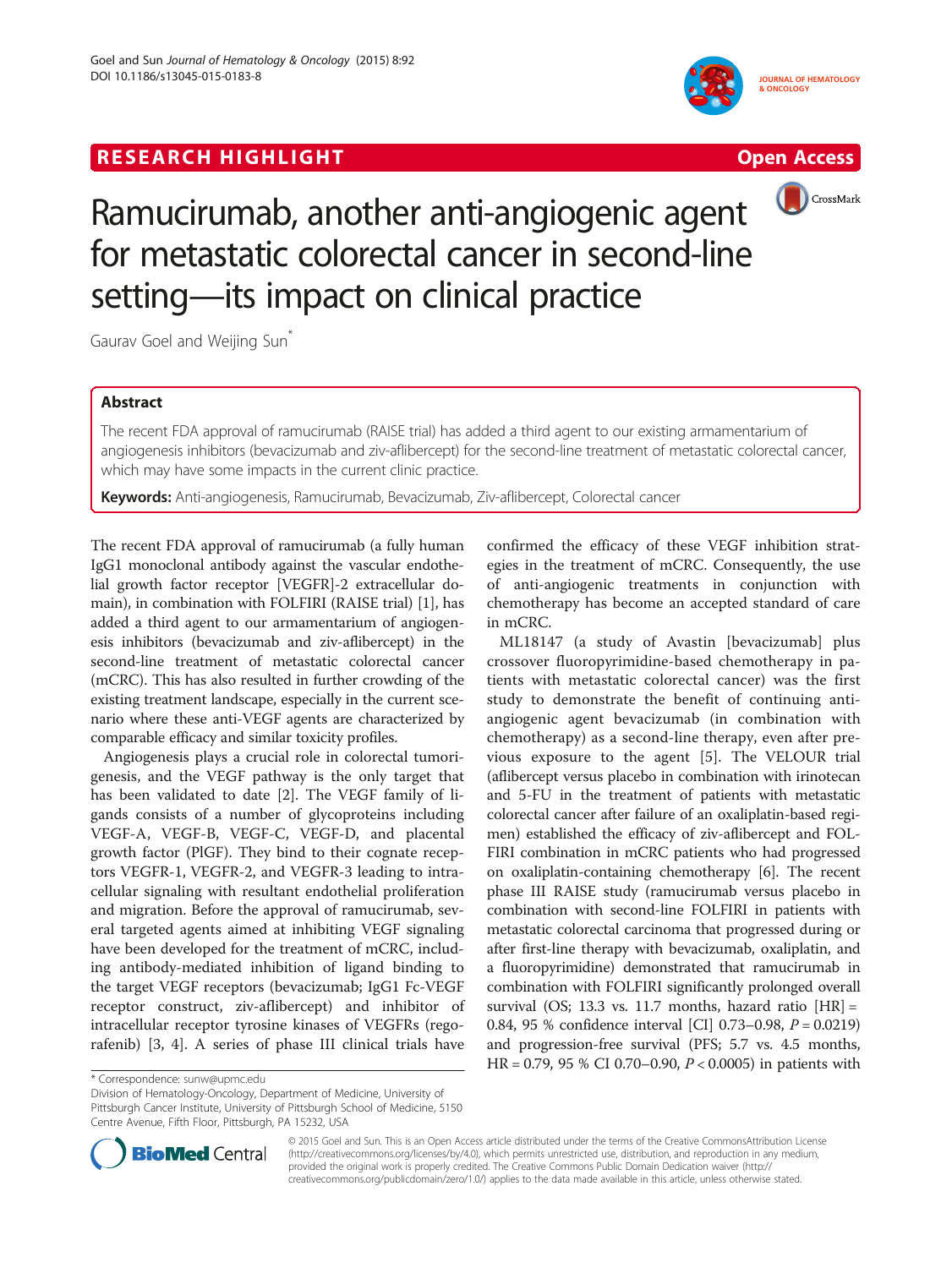RESEARCH HIGHLIGHT | Open Access

# Ramucirumab, another anti-angiogenic agent for metastatic colorectal cancer in second-line setting—its impact on clinical practice

Gaurav Goel and Weijing Sun*

## Abstract

The recent FDA approval of ramucirumab (RAISE trial) has added a third agent to our existing armamentarium of angiogenesis inhibitors (bevacizumab and ziv-aflibercept) for the second-line treatment of metastatic colorectal cancer, which may have some impacts in the current clinic practice.

**Keywords:** Anti-angiogenesis, Ramucirumab, Bevacizumab, Ziv-aflibercept, Colorectal cancer

The recent FDA approval of ramucirumab (a fully human IgG1 monoclonal antibody against the vascular endothelial growth factor receptor [VEGFR]-2 extracellular domain), in combination with FOLFIRI (RAISE trial) [1], has added a third agent to our armamentarium of angiogenesis inhibitors (bevacizumab and ziv-aflibercept) in the second-line treatment of metastatic colorectal cancer (mCRC). This has also resulted in further crowding of the existing treatment landscape, especially in the current scenario where these anti-VEGF agents are characterized by comparable efficacy and similar toxicity profiles.

Angiogenesis plays a crucial role in colorectal tumorigenesis, and the VEGF pathway is the only target that has been validated to date [2]. The VEGF family of ligands consists of a number of glycoproteins including VEGF-A, VEGF-B, VEGF-C, VEGF-D, and placental growth factor (PlGF). They bind to their cognate receptors VEGFR-1, VEGFR-2, and VEGFR-3 leading to intracellular signaling with resultant endothelial proliferation and migration. Before the approval of ramucirumab, several targeted agents aimed at inhibiting VEGF signaling have been developed for the treatment of mCRC, including antibody-mediated inhibition of ligand binding to the target VEGF receptors (bevacizumab; IgG1 Fc-VEGF receptor construct, ziv-aflibercept) and inhibitor of intracellular receptor tyrosine kinases of VEGFRs (regorafenib) [3, 4]. A series of phase III clinical trials have confirmed the efficacy of these VEGF inhibition strategies in the treatment of mCRC. Consequently, the use of anti-angiogenic treatments in conjunction with chemotherapy has become an accepted standard of care in mCRC.

ML18147 (a study of Avastin [bevacizumab] plus crossover fluoropyrimidine-based chemotherapy in patients with metastatic colorectal cancer) was the first study to demonstrate the benefit of continuing anti-angiogenic agent bevacizumab (in combination with chemotherapy) as a second-line therapy, even after previous exposure to the agent [5]. The VELOUR trial (aflibercept versus placebo in combination with irinotecan and 5-FU in the treatment of patients with metastatic colorectal cancer after failure of an oxaliplatin-based regimen) established the efficacy of ziv-aflibercept and FOLFIRI combination in mCRC patients who had progressed on oxaliplatin-containing chemotherapy [6]. The recent phase III RAISE study (ramucirumab versus placebo in combination with second-line FOLFIRI in patients with metastatic colorectal carcinoma that progressed during or after first-line therapy with bevacizumab, oxaliplatin, and a fluoropyrimidine) demonstrated that ramucirumab in combination with FOLFIRI significantly prolonged overall survival (OS; 13.3 vs. 11.7 months, hazard ratio [HR] = 0.84, 95 % confidence interval [CI] 0.73–0.98, $P = 0.0219$) and progression-free survival (PFS; 5.7 vs. 4.5 months, HR = 0.79, 95 % CI 0.70–0.90, $P < 0.0005$) in patients with

\* Correspondence: sunw@upmc.edu
Division of Hematology-Oncology, Department of Medicine, University of Pittsburgh Cancer Institute, University of Pittsburgh School of Medicine, 5150 Centre Avenue, Fifth Floor, Pittsburgh, PA 15232, USA

© 2015 Goel and Sun. This is an Open Access article distributed under the terms of the Creative Commons Attribution License (http://creativecommons.org/licenses/by/4.0), which permits unrestricted use, distribution, and reproduction in any medium, provided the original work is properly credited. The Creative Commons Public Domain Dedication waiver (http://creativecommons.org/publicdomain/zero/1.0/) applies to the data made available in this article, unless otherwise stated.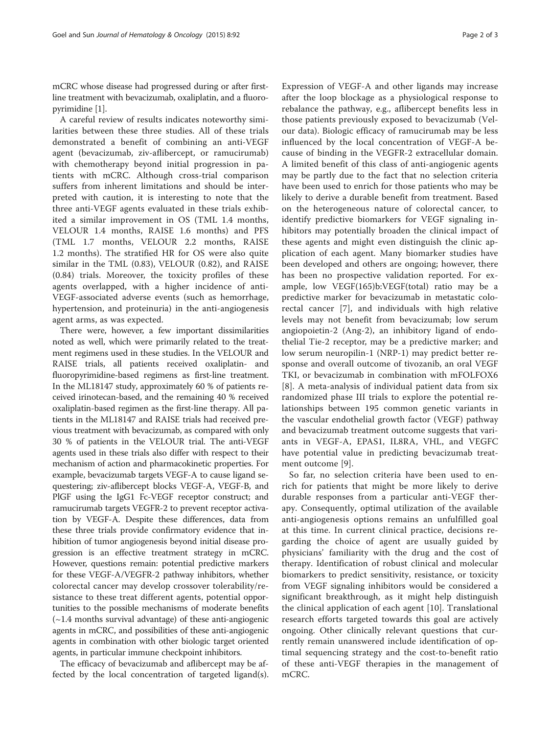mCRC whose disease had progressed during or after first-line treatment with bevacizumab, oxaliplatin, and a fluoropyrimidine [1].

A careful review of results indicates noteworthy similarities between these three studies. All of these trials demonstrated a benefit of combining an anti-VEGF agent (bevacizumab, ziv-aflibercept, or ramucirumab) with chemotherapy beyond initial progression in patients with mCRC. Although cross-trial comparison suffers from inherent limitations and should be interpreted with caution, it is interesting to note that the three anti-VEGF agents evaluated in these trials exhibited a similar improvement in OS (TML 1.4 months, VELOUR 1.4 months, RAISE 1.6 months) and PFS (TML 1.7 months, VELOUR 2.2 months, RAISE 1.2 months). The stratified HR for OS were also quite similar in the TML (0.83), VELOUR (0.82), and RAISE (0.84) trials. Moreover, the toxicity profiles of these agents overlapped, with a higher incidence of anti-VEGF-associated adverse events (such as hemorrhage, hypertension, and proteinuria) in the anti-angiogenesis agent arms, as was expected.

There were, however, a few important dissimilarities noted as well, which were primarily related to the treatment regimens used in these studies. In the VELOUR and RAISE trials, all patients received oxaliplatin- and fluoropyrimidine-based regimens as first-line treatment. In the ML18147 study, approximately 60 % of patients received irinotecan-based, and the remaining 40 % received oxaliplatin-based regimen as the first-line therapy. All patients in the ML18147 and RAISE trials had received previous treatment with bevacizumab, as compared with only 30 % of patients in the VELOUR trial. The anti-VEGF agents used in these trials also differ with respect to their mechanism of action and pharmacokinetic properties. For example, bevacizumab targets VEGF-A to cause ligand sequestering; ziv-aflibercept blocks VEGF-A, VEGF-B, and PlGF using the IgG1 Fc-VEGF receptor construct; and ramucirumab targets VEGFR-2 to prevent receptor activation by VEGF-A. Despite these differences, data from these three trials provide confirmatory evidence that inhibition of tumor angiogenesis beyond initial disease progression is an effective treatment strategy in mCRC. However, questions remain: potential predictive markers for these VEGF-A/VEGFR-2 pathway inhibitors, whether colorectal cancer may develop crossover tolerability/resistance to these treat different agents, potential opportunities to the possible mechanisms of moderate benefits (~1.4 months survival advantage) of these anti-angiogenic agents in mCRC, and possibilities of these anti-angiogenic agents in combination with other biologic target oriented agents, in particular immune checkpoint inhibitors.

The efficacy of bevacizumab and aflibercept may be affected by the local concentration of targeted ligand(s). Expression of VEGF-A and other ligands may increase after the loop blockage as a physiological response to rebalance the pathway, e.g., aflibercept benefits less in those patients previously exposed to bevacizumab (Velour data). Biologic efficacy of ramucirumab may be less influenced by the local concentration of VEGF-A because of binding in the VEGFR-2 extracellular domain. A limited benefit of this class of anti-angiogenic agents may be partly due to the fact that no selection criteria have been used to enrich for those patients who may be likely to derive a durable benefit from treatment. Based on the heterogeneous nature of colorectal cancer, to identify predictive biomarkers for VEGF signaling inhibitors may potentially broaden the clinical impact of these agents and might even distinguish the clinic application of each agent. Many biomarker studies have been developed and others are ongoing; however, there has been no prospective validation reported. For example, low VEGF(165)b:VEGF(total) ratio may be a predictive marker for bevacizumab in metastatic colorectal cancer [7], and individuals with high relative levels may not benefit from bevacizumab; low serum angiopoietin-2 (Ang-2), an inhibitory ligand of endothelial Tie-2 receptor, may be a predictive marker; and low serum neuropilin-1 (NRP-1) may predict better response and overall outcome of tivozanib, an oral VEGF TKI, or bevacizumab in combination with mFOLFOX6 [8]. A meta-analysis of individual patient data from six randomized phase III trials to explore the potential relationships between 195 common genetic variants in the vascular endothelial growth factor (VEGF) pathway and bevacizumab treatment outcome suggests that variants in VEGF-A, EPAS1, IL8RA, VHL, and VEGFC have potential value in predicting bevacizumab treatment outcome [9].

So far, no selection criteria have been used to enrich for patients that might be more likely to derive durable responses from a particular anti-VEGF therapy. Consequently, optimal utilization of the available anti-angiogenesis options remains an unfulfilled goal at this time. In current clinical practice, decisions regarding the choice of agent are usually guided by physicians' familiarity with the drug and the cost of therapy. Identification of robust clinical and molecular biomarkers to predict sensitivity, resistance, or toxicity from VEGF signaling inhibitors would be considered a significant breakthrough, as it might help distinguish the clinical application of each agent [10]. Translational research efforts targeted towards this goal are actively ongoing. Other clinically relevant questions that currently remain unanswered include identification of optimal sequencing strategy and the cost-to-benefit ratio of these anti-VEGF therapies in the management of mCRC.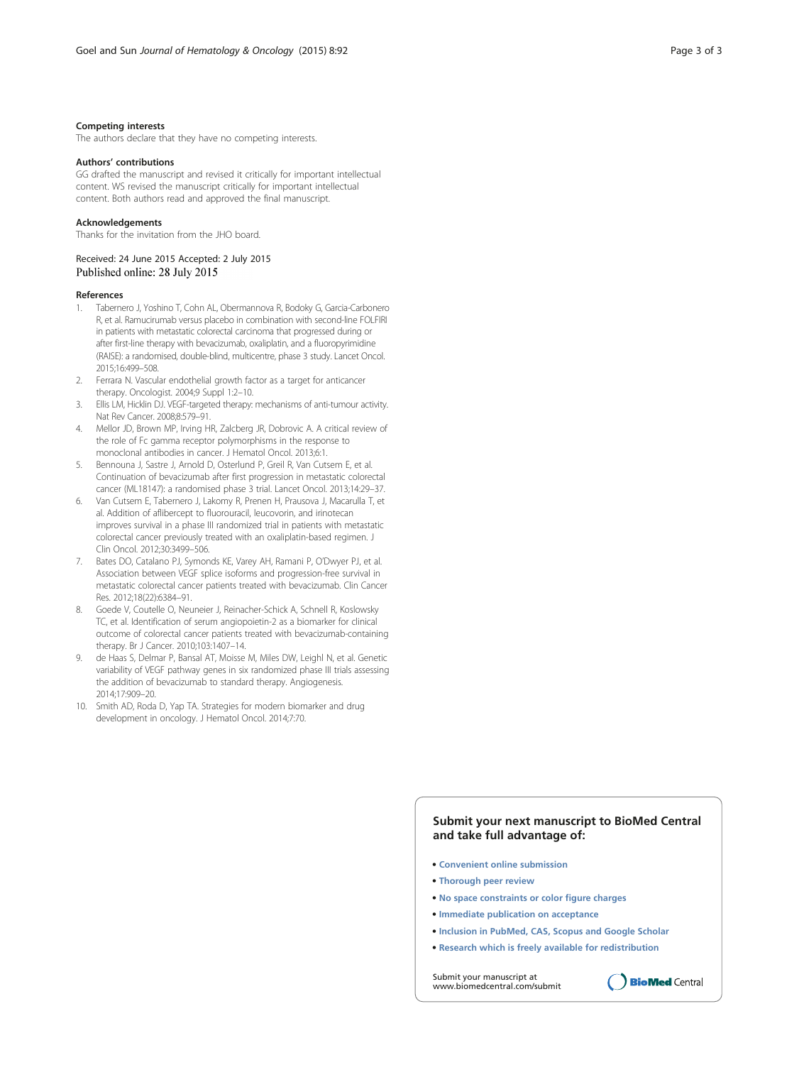### Competing interests

The authors declare that they have no competing interests.

### Authors' contributions

GG drafted the manuscript and revised it critically for important intellectual content. WS revised the manuscript critically for important intellectual content. Both authors read and approved the final manuscript.

### Acknowledgements

Thanks for the invitation from the JHO board.

Received: 24 June 2015 Accepted: 2 July 2015
Published online: 28 July 2015

### References

1. Tabernero J, Yoshino T, Cohn AL, Obermannova R, Bodoky G, Garcia-Carbonero R, et al. Ramucirumab versus placebo in combination with second-line FOLFIRI in patients with metastatic colorectal carcinoma that progressed during or after first-line therapy with bevacizumab, oxaliplatin, and a fluoropyrimidine (RAISE): a randomised, double-blind, multicentre, phase 3 study. Lancet Oncol. 2015;16:499–508.
2. Ferrara N. Vascular endothelial growth factor as a target for anticancer therapy. Oncologist. 2004;9 Suppl 1:2–10.
3. Ellis LM, Hicklin DJ. VEGF-targeted therapy: mechanisms of anti-tumour activity. Nat Rev Cancer. 2008;8:579–91.
4. Mellor JD, Brown MP, Irving HR, Zalcberg JR, Dobrovic A. A critical review of the role of Fc gamma receptor polymorphisms in the response to monoclonal antibodies in cancer. J Hematol Oncol. 2013;6:1.
5. Bennouna J, Sastre J, Arnold D, Osterlund P, Greil R, Van Cutsem E, et al. Continuation of bevacizumab after first progression in metastatic colorectal cancer (ML18147): a randomised phase 3 trial. Lancet Oncol. 2013;14:29–37.
6. Van Cutsem E, Tabernero J, Lakomy R, Prenen H, Prausova J, Macarulla T, et al. Addition of aflibercept to fluorouracil, leucovorin, and irinotecan improves survival in a phase III randomized trial in patients with metastatic colorectal cancer previously treated with an oxaliplatin-based regimen. J Clin Oncol. 2012;30:3499–506.
7. Bates DO, Catalano PJ, Symonds KE, Varey AH, Ramani P, O'Dwyer PJ, et al. Association between VEGF splice isoforms and progression-free survival in metastatic colorectal cancer patients treated with bevacizumab. Clin Cancer Res. 2012;18(22):6384–91.
8. Goede V, Coutelle O, Neuneier J, Reinacher-Schick A, Schnell R, Koslowsky TC, et al. Identification of serum angiopoietin-2 as a biomarker for clinical outcome of colorectal cancer patients treated with bevacizumab-containing therapy. Br J Cancer. 2010;103:1407–14.
9. de Haas S, Delmar P, Bansal AT, Moisse M, Miles DW, Leighl N, et al. Genetic variability of VEGF pathway genes in six randomized phase III trials assessing the addition of bevacizumab to standard therapy. Angiogenesis. 2014;17:909–20.
10. Smith AD, Roda D, Yap TA. Strategies for modern biomarker and drug development in oncology. J Hematol Oncol. 2014;7:70.

**Submit your next manuscript to BioMed Central and take full advantage of:**

- **Convenient online submission**
- **Thorough peer review**
- **No space constraints or color figure charges**
- **Immediate publication on acceptance**
- **Inclusion in PubMed, CAS, Scopus and Google Scholar**
- **Research which is freely available for redistribution**

Submit your manuscript at
www.biomedcentral.com/submit

BioMed Central